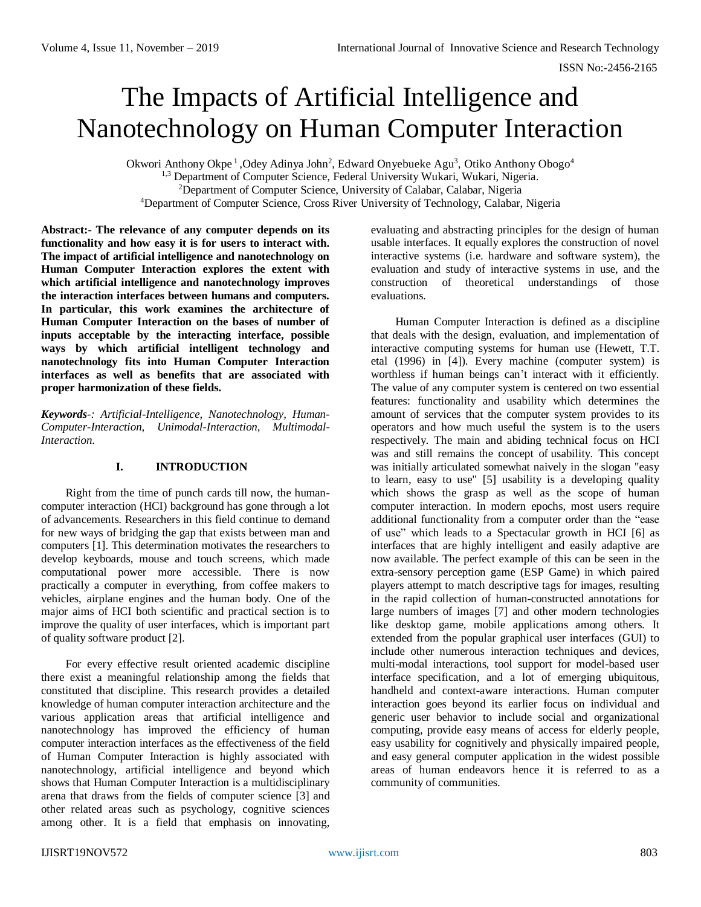# The Impacts of Artificial Intelligence and Nanotechnology on Human Computer Interaction

Okwori Anthony Okpe [1], Odey Adinya John[2], Edward Onyebueke Agu[3], Otiko Anthony Obogo[4]

[1,3] Department of Computer Science, Federal University Wukari, Wukari, Nigeria.
[2]Department of Computer Science, University of Calabar, Calabar, Nigeria
[4]Department of Computer Science, Cross River University of Technology, Calabar, Nigeria

**Abstract:- The relevance of any computer depends on its functionality and how easy it is for users to interact with. The impact of artificial intelligence and nanotechnology on Human Computer Interaction explores the extent with which artificial intelligence and nanotechnology improves the interaction interfaces between humans and computers. In particular, this work examines the architecture of Human Computer Interaction on the bases of number of inputs acceptable by the interacting interface, possible ways by which artificial intelligent technology and nanotechnology fits into Human Computer Interaction interfaces as well as benefits that are associated with proper harmonization of these fields.**

***Keywords**-: Artificial-Intelligence, Nanotechnology, Human-Computer-Interaction, Unimodal-Interaction, Multimodal-Interaction.*

## I. INTRODUCTION

Right from the time of punch cards till now, the human-computer interaction (HCI) background has gone through a lot of advancements. Researchers in this field continue to demand for new ways of bridging the gap that exists between man and computers [1]. This determination motivates the researchers to develop keyboards, mouse and touch screens, which made computational power more accessible. There is now practically a computer in everything, from coffee makers to vehicles, airplane engines and the human body. One of the major aims of HCI both scientific and practical section is to improve the quality of user interfaces, which is important part of quality software product [2].

For every effective result oriented academic discipline there exist a meaningful relationship among the fields that constituted that discipline. This research provides a detailed knowledge of human computer interaction architecture and the various application areas that artificial intelligence and nanotechnology has improved the efficiency of human computer interaction interfaces as the effectiveness of the field of Human Computer Interaction is highly associated with nanotechnology, artificial intelligence and beyond which shows that Human Computer Interaction is a multidisciplinary arena that draws from the fields of computer science [3] and other related areas such as psychology, cognitive sciences among other. It is a field that emphasis on innovating, evaluating and abstracting principles for the design of human usable interfaces. It equally explores the construction of novel interactive systems (i.e. hardware and software system), the evaluation and study of interactive systems in use, and the construction of theoretical understandings of those evaluations.

Human Computer Interaction is defined as a discipline that deals with the design, evaluation, and implementation of interactive computing systems for human use (Hewett, T.T. etal (1996) in [4]). Every machine (computer system) is worthless if human beings can't interact with it efficiently. The value of any computer system is centered on two essential features: functionality and usability which determines the amount of services that the computer system provides to its operators and how much useful the system is to the users respectively. The main and abiding technical focus on HCI was and still remains the concept of usability. This concept was initially articulated somewhat naively in the slogan "easy to learn, easy to use" [5] usability is a developing quality which shows the grasp as well as the scope of human computer interaction. In modern epochs, most users require additional functionality from a computer order than the "ease of use" which leads to a Spectacular growth in HCI [6] as interfaces that are highly intelligent and easily adaptive are now available. The perfect example of this can be seen in the extra-sensory perception game (ESP Game) in which paired players attempt to match descriptive tags for images, resulting in the rapid collection of human-constructed annotations for large numbers of images [7] and other modern technologies like desktop game, mobile applications among others. It extended from the popular graphical user interfaces (GUI) to include other numerous interaction techniques and devices, multi-modal interactions, tool support for model-based user interface specification, and a lot of emerging ubiquitous, handheld and context-aware interactions. Human computer interaction goes beyond its earlier focus on individual and generic user behavior to include social and organizational computing, provide easy means of access for elderly people, easy usability for cognitively and physically impaired people, and easy general computer application in the widest possible areas of human endeavors hence it is referred to as a community of communities.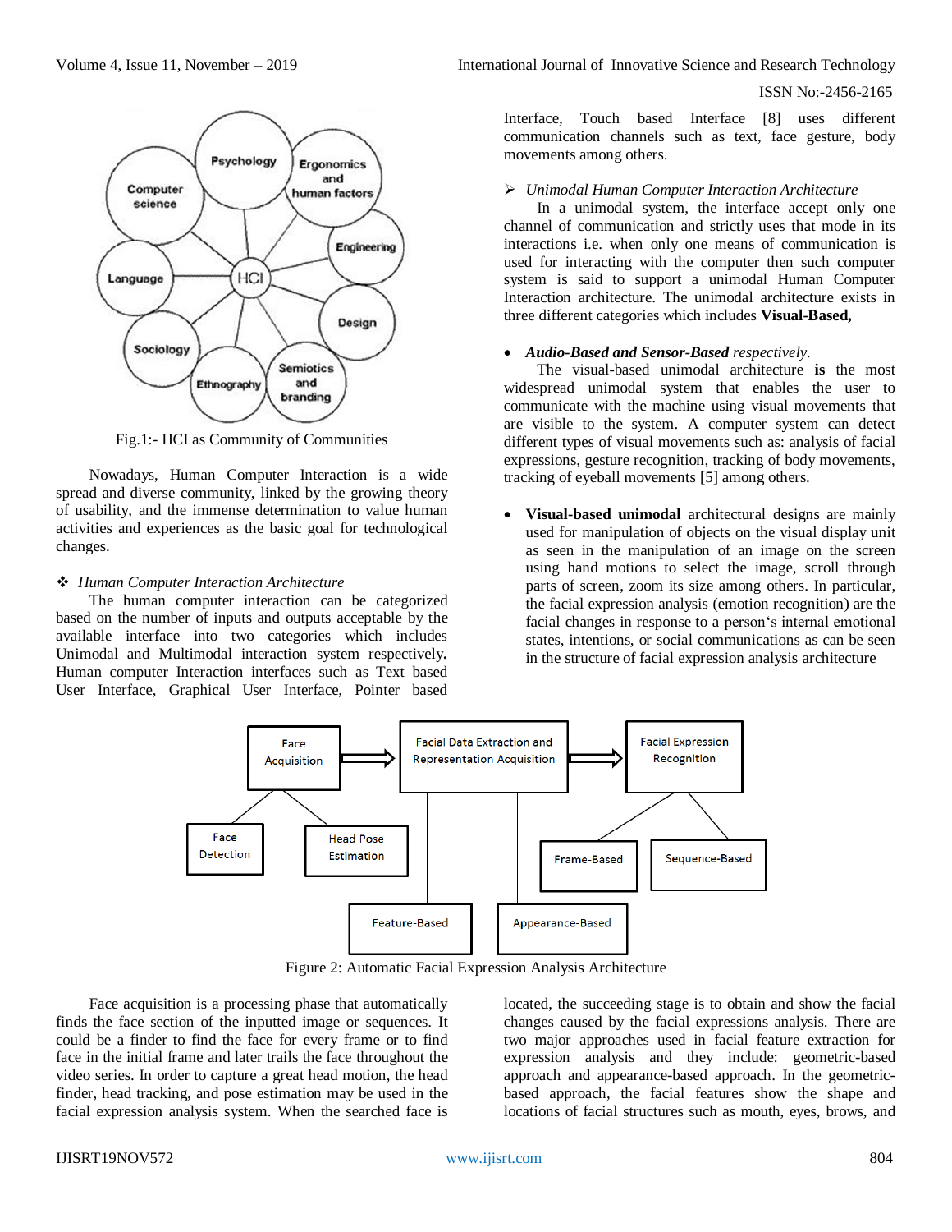Fig.1:- HCI as Community of Communities

Nowadays, Human Computer Interaction is a wide spread and diverse community, linked by the growing theory of usability, and the immense determination to value human activities and experiences as the basic goal for technological changes.

❖ *Human Computer Interaction Architecture*

The human computer interaction can be categorized based on the number of inputs and outputs acceptable by the available interface into two categories which includes Unimodal and Multimodal interaction system respectively**.** Human computer Interaction interfaces such as Text based User Interface, Graphical User Interface, Pointer based Interface, Touch based Interface [8] uses different communication channels such as text, face gesture, body movements among others.

➢ *Unimodal Human Computer Interaction Architecture*

In a unimodal system, the interface accept only one channel of communication and strictly uses that mode in its interactions i.e. when only one means of communication is used for interacting with the computer then such computer system is said to support a unimodal Human Computer Interaction architecture. The unimodal architecture exists in three different categories which includes **Visual-Based,**

- ***Audio-Based and Sensor-Based*** *respectively.*

The visual-based unimodal architecture **is** the most widespread unimodal system that enables the user to communicate with the machine using visual movements that are visible to the system. A computer system can detect different types of visual movements such as: analysis of facial expressions, gesture recognition, tracking of body movements, tracking of eyeball movements [5] among others.

- **Visual-based unimodal** architectural designs are mainly used for manipulation of objects on the visual display unit as seen in the manipulation of an image on the screen using hand motions to select the image, scroll through parts of screen, zoom its size among others. In particular, the facial expression analysis (emotion recognition) are the facial changes in response to a person's internal emotional states, intentions, or social communications as can be seen in the structure of facial expression analysis architecture

Figure 2: Automatic Facial Expression Analysis Architecture

Face acquisition is a processing phase that automatically finds the face section of the inputted image or sequences. It could be a finder to find the face for every frame or to find face in the initial frame and later trails the face throughout the video series. In order to capture a great head motion, the head finder, head tracking, and pose estimation may be used in the facial expression analysis system. When the searched face is located, the succeeding stage is to obtain and show the facial changes caused by the facial expressions analysis. There are two major approaches used in facial feature extraction for expression analysis and they include: geometric-based approach and appearance-based approach. In the geometric-based approach, the facial features show the shape and locations of facial structures such as mouth, eyes, brows, and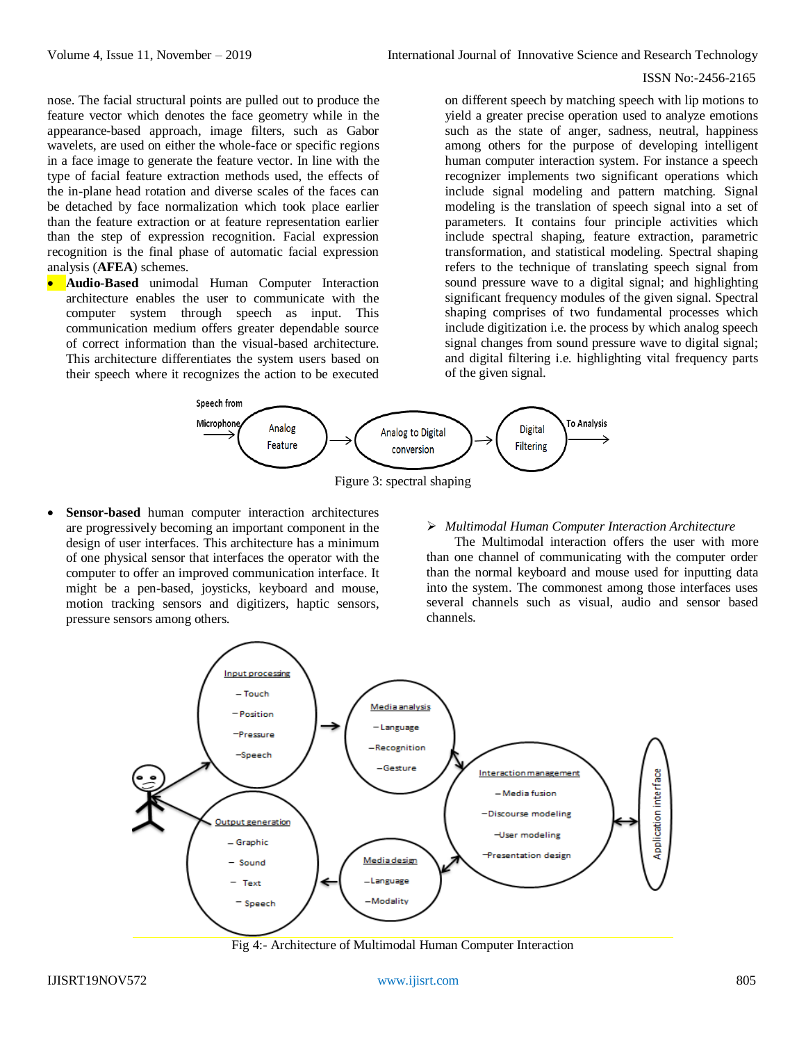nose. The facial structural points are pulled out to produce the feature vector which denotes the face geometry while in the appearance-based approach, image filters, such as Gabor wavelets, are used on either the whole-face or specific regions in a face image to generate the feature vector. In line with the type of facial feature extraction methods used, the effects of the in-plane head rotation and diverse scales of the faces can be detached by face normalization which took place earlier than the feature extraction or at feature representation earlier than the step of expression recognition. Facial expression recognition is the final phase of automatic facial expression analysis (**AFEA**) schemes.

- **Audio-Based** unimodal Human Computer Interaction architecture enables the user to communicate with the computer system through speech as input. This communication medium offers greater dependable source of correct information than the visual-based architecture. This architecture differentiates the system users based on their speech where it recognizes the action to be executed on different speech by matching speech with lip motions to yield a greater precise operation used to analyze emotions such as the state of anger, sadness, neutral, happiness among others for the purpose of developing intelligent human computer interaction system. For instance a speech recognizer implements two significant operations which include signal modeling and pattern matching. Signal modeling is the translation of speech signal into a set of parameters. It contains four principle activities which include spectral shaping, feature extraction, parametric transformation, and statistical modeling. Spectral shaping refers to the technique of translating speech signal from sound pressure wave to a digital signal; and highlighting significant frequency modules of the given signal. Spectral shaping comprises of two fundamental processes which include digitization i.e. the process by which analog speech signal changes from sound pressure wave to digital signal; and digital filtering i.e. highlighting vital frequency parts of the given signal.

Speech from Microphone → Analog Feature → Analog to Digital conversion → Digital Filtering → To Analysis

Figure 3: spectral shaping

- **Sensor-based** human computer interaction architectures are progressively becoming an important component in the design of user interfaces. This architecture has a minimum of one physical sensor that interfaces the operator with the computer to offer an improved communication interface. It might be a pen-based, joysticks, keyboard and mouse, motion tracking sensors and digitizers, haptic sensors, pressure sensors among others.

➢ *Multimodal Human Computer Interaction Architecture*

The Multimodal interaction offers the user with more than one channel of communicating with the computer order than the normal keyboard and mouse used for inputting data into the system. The commonest among those interfaces uses several channels such as visual, audio and sensor based channels.

Input processing: – Touch, – Position, – Pressure, – Speech
Media analysis: – Language, – Recognition, – Gesture
Interaction management: – Media fusion, – Discourse modeling, – User modeling, – Presentation design
Application interface
Media design: – Language, – Modality
Output generation: – Graphic, – Sound, – Text, – Speech

Fig 4:- Architecture of Multimodal Human Computer Interaction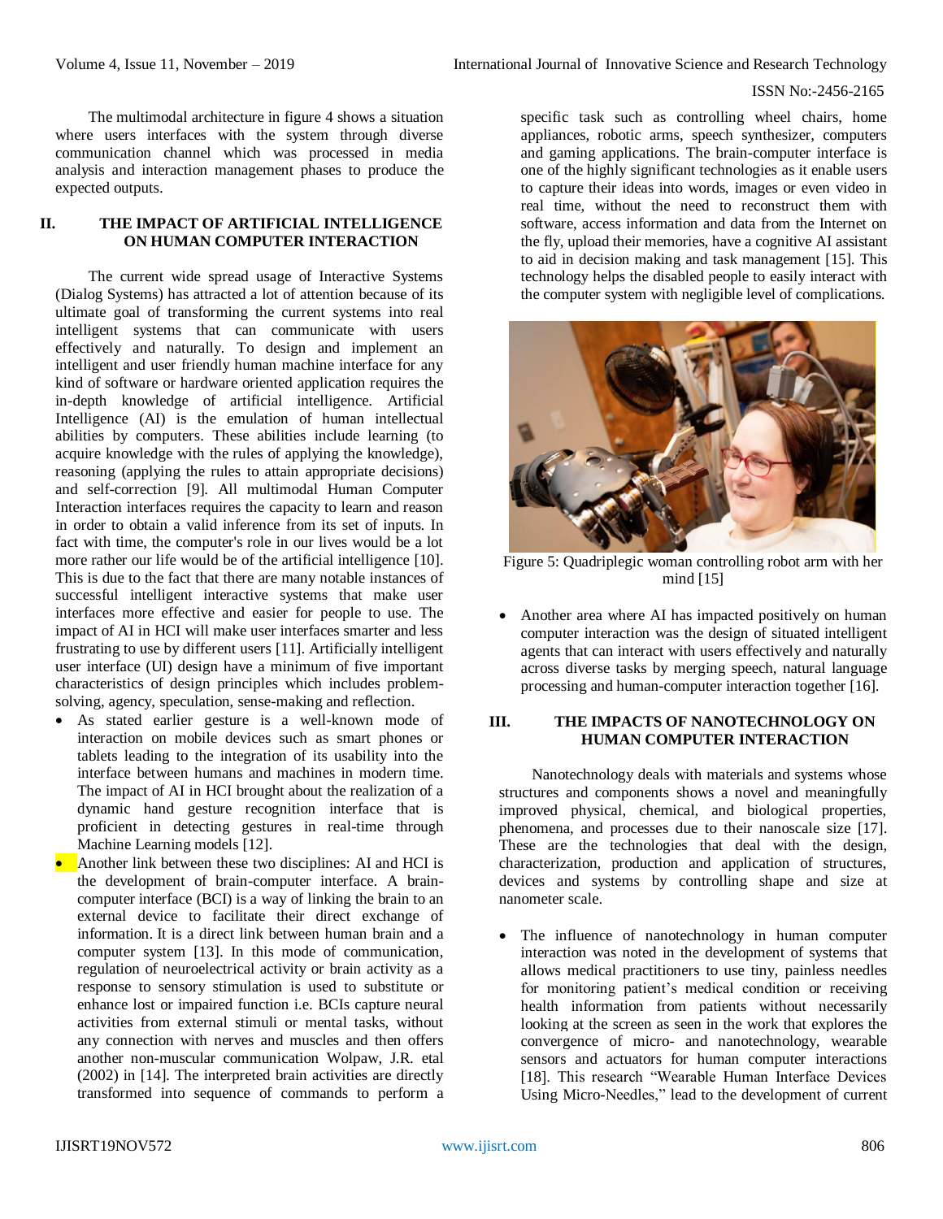The multimodal architecture in figure 4 shows a situation where users interfaces with the system through diverse communication channel which was processed in media analysis and interaction management phases to produce the expected outputs.

## II. THE IMPACT OF ARTIFICIAL INTELLIGENCE ON HUMAN COMPUTER INTERACTION

The current wide spread usage of Interactive Systems (Dialog Systems) has attracted a lot of attention because of its ultimate goal of transforming the current systems into real intelligent systems that can communicate with users effectively and naturally. To design and implement an intelligent and user friendly human machine interface for any kind of software or hardware oriented application requires the in-depth knowledge of artificial intelligence. Artificial Intelligence (AI) is the emulation of human intellectual abilities by computers. These abilities include learning (to acquire knowledge with the rules of applying the knowledge), reasoning (applying the rules to attain appropriate decisions) and self-correction [9]. All multimodal Human Computer Interaction interfaces requires the capacity to learn and reason in order to obtain a valid inference from its set of inputs. In fact with time, the computer's role in our lives would be a lot more rather our life would be of the artificial intelligence [10]. This is due to the fact that there are many notable instances of successful intelligent interactive systems that make user interfaces more effective and easier for people to use. The impact of AI in HCI will make user interfaces smarter and less frustrating to use by different users [11]. Artificially intelligent user interface (UI) design have a minimum of five important characteristics of design principles which includes problem-solving, agency, speculation, sense-making and reflection.

- As stated earlier gesture is a well-known mode of interaction on mobile devices such as smart phones or tablets leading to the integration of its usability into the interface between humans and machines in modern time. The impact of AI in HCI brought about the realization of a dynamic hand gesture recognition interface that is proficient in detecting gestures in real-time through Machine Learning models [12].
- Another link between these two disciplines: AI and HCI is the development of brain-computer interface. A brain-computer interface (BCI) is a way of linking the brain to an external device to facilitate their direct exchange of information. It is a direct link between human brain and a computer system [13]. In this mode of communication, regulation of neuroelectrical activity or brain activity as a response to sensory stimulation is used to substitute or enhance lost or impaired function i.e. BCIs capture neural activities from external stimuli or mental tasks, without any connection with nerves and muscles and then offers another non-muscular communication Wolpaw, J.R. etal (2002) in [14]. The interpreted brain activities are directly transformed into sequence of commands to perform a specific task such as controlling wheel chairs, home appliances, robotic arms, speech synthesizer, computers and gaming applications. The brain-computer interface is one of the highly significant technologies as it enable users to capture their ideas into words, images or even video in real time, without the need to reconstruct them with software, access information and data from the Internet on the fly, upload their memories, have a cognitive AI assistant to aid in decision making and task management [15]. This technology helps the disabled people to easily interact with the computer system with negligible level of complications.

Figure 5: Quadriplegic woman controlling robot arm with her mind [15]

- Another area where AI has impacted positively on human computer interaction was the design of situated intelligent agents that can interact with users effectively and naturally across diverse tasks by merging speech, natural language processing and human-computer interaction together [16].

## III. THE IMPACTS OF NANOTECHNOLOGY ON HUMAN COMPUTER INTERACTION

Nanotechnology deals with materials and systems whose structures and components shows a novel and meaningfully improved physical, chemical, and biological properties, phenomena, and processes due to their nanoscale size [17]. These are the technologies that deal with the design, characterization, production and application of structures, devices and systems by controlling shape and size at nanometer scale.

- The influence of nanotechnology in human computer interaction was noted in the development of systems that allows medical practitioners to use tiny, painless needles for monitoring patient's medical condition or receiving health information from patients without necessarily looking at the screen as seen in the work that explores the convergence of micro- and nanotechnology, wearable sensors and actuators for human computer interactions [18]. This research "Wearable Human Interface Devices Using Micro-Needles," lead to the development of current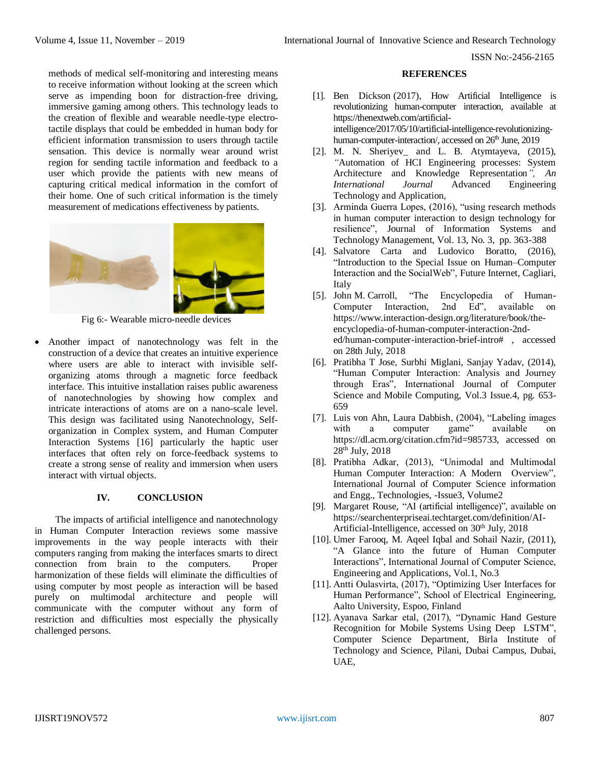methods of medical self-monitoring and interesting means to receive information without looking at the screen which serve as impending boon for distraction-free driving, immersive gaming among others. This technology leads to the creation of flexible and wearable needle-type electro-tactile displays that could be embedded in human body for efficient information transmission to users through tactile sensation. This device is normally wear around wrist region for sending tactile information and feedback to a user which provide the patients with new means of capturing critical medical information in the comfort of their home. One of such critical information is the timely measurement of medications effectiveness by patients.

Fig 6:- Wearable micro-needle devices

- Another impact of nanotechnology was felt in the construction of a device that creates an intuitive experience where users are able to interact with invisible self-organizing atoms through a magnetic force feedback interface. This intuitive installation raises public awareness of nanotechnologies by showing how complex and intricate interactions of atoms are on a nano-scale level. This design was facilitated using Nanotechnology, Self-organization in Complex system, and Human Computer Interaction Systems [16] particularly the haptic user interfaces that often rely on force-feedback systems to create a strong sense of reality and immersion when users interact with virtual objects.

## IV. CONCLUSION

The impacts of artificial intelligence and nanotechnology in Human Computer Interaction reviews some massive improvements in the way people interacts with their computers ranging from making the interfaces smarts to direct connection from brain to the computers. Proper harmonization of these fields will eliminate the difficulties of using computer by most people as interaction will be based purely on multimodal architecture and people will communicate with the computer without any form of restriction and difficulties most especially the physically challenged persons.

## REFERENCES

[1]. Ben Dickson (2017), How Artificial Intelligence is revolutionizing human-computer interaction, available at https://thenextweb.com/artificial-intelligence/2017/05/10/artificial-intelligence-revolutionizing-human-computer-interaction/, accessed on 26th June, 2019

[2]. M. N. Sheriyev_ and L. B. Atymtayeva, (2015), "Automation of HCI Engineering processes: System Architecture and Knowledge Representation", *An International Journal* Advanced Engineering Technology and Application,

[3]. Arminda Guerra Lopes, (2016), "using research methods in human computer interaction to design technology for resilience", Journal of Information Systems and Technology Management, Vol. 13, No. 3, pp. 363-388

[4]. Salvatore Carta and Ludovico Boratto, (2016), "Introduction to the Special Issue on Human–Computer Interaction and the SocialWeb", Future Internet, Cagliari, Italy

[5]. John M. Carroll, "The Encyclopedia of Human-Computer Interaction, 2nd Ed", available on https://www.interaction-design.org/literature/book/the-encyclopedia-of-human-computer-interaction-2nd-ed/human-computer-interaction-brief-intro# , accessed on 28th July, 2018

[6]. Pratibha T Jose, Surbhi Miglani, Sanjay Yadav, (2014), "Human Computer Interaction: Analysis and Journey through Eras", International Journal of Computer Science and Mobile Computing, Vol.3 Issue.4, pg. 653-659

[7]. Luis von Ahn, Laura Dabbish, (2004), "Labeling images with a computer game" available on https://dl.acm.org/citation.cfm?id=985733, accessed on 28th July, 2018

[8]. Pratibha Adkar, (2013), "Unimodal and Multimodal Human Computer Interaction: A Modern Overview", International Journal of Computer Science information and Engg., Technologies, -Issue3, Volume2

[9]. Margaret Rouse, "AI (artificial intelligence)", available on https://searchenterpriseai.techtarget.com/definition/AI-Artificial-Intelligence, accessed on 30th July, 2018

[10]. Umer Farooq, M. Aqeel Iqbal and Sohail Nazir, (2011), "A Glance into the future of Human Computer Interactions", International Journal of Computer Science, Engineering and Applications, Vol.1, No.3

[11]. Antti Oulasvirta, (2017), "Optimizing User Interfaces for Human Performance", School of Electrical Engineering, Aalto University, Espoo, Finland

[12]. Ayanava Sarkar etal, (2017), "Dynamic Hand Gesture Recognition for Mobile Systems Using Deep LSTM", Computer Science Department, Birla Institute of Technology and Science, Pilani, Dubai Campus, Dubai, UAE,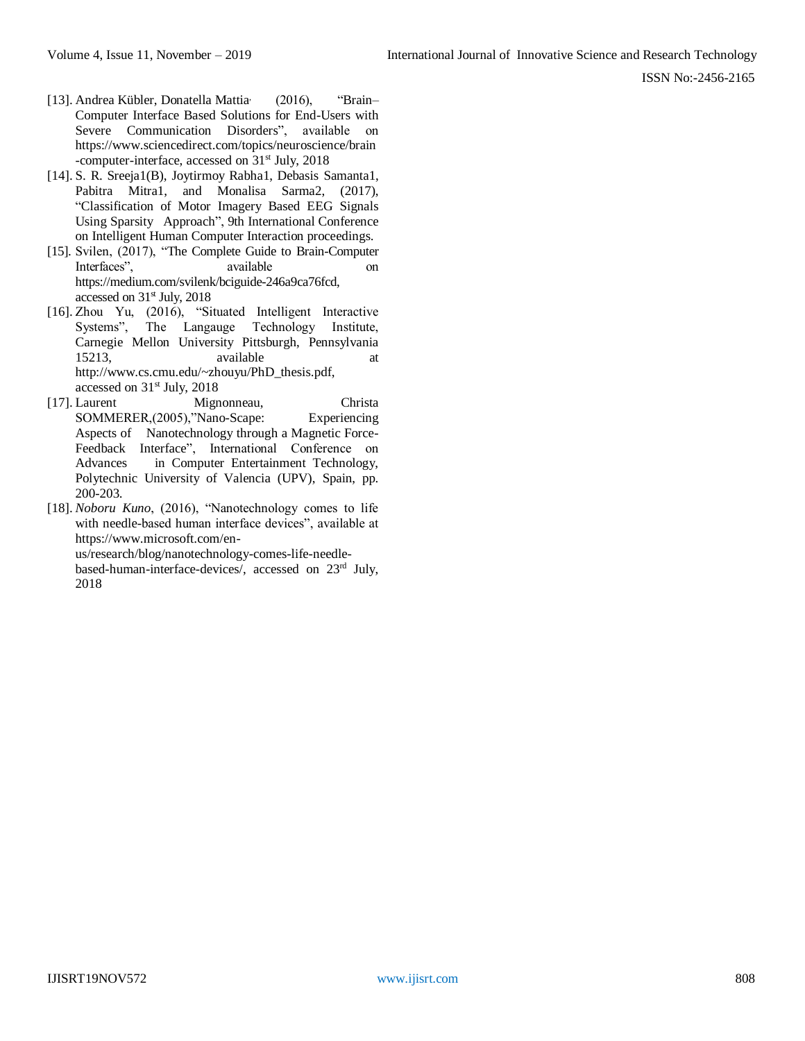[13]. Andrea Kübler, Donatella Mattia, (2016), "Brain–Computer Interface Based Solutions for End-Users with Severe Communication Disorders", available on https://www.sciencedirect.com/topics/neuroscience/brain-computer-interface, accessed on 31st July, 2018

[14]. S. R. Sreeja1(B), Joytirmoy Rabha1, Debasis Samanta1, Pabitra Mitra1, and Monalisa Sarma2, (2017), "Classification of Motor Imagery Based EEG Signals Using Sparsity Approach", 9th International Conference on Intelligent Human Computer Interaction proceedings.

[15]. Svilen, (2017), "The Complete Guide to Brain-Computer Interfaces", available on https://medium.com/svilenk/bciguide-246a9ca76fcd, accessed on 31st July, 2018

[16]. Zhou Yu, (2016), "Situated Intelligent Interactive Systems", The Langauge Technology Institute, Carnegie Mellon University Pittsburgh, Pennsylvania 15213, available at http://www.cs.cmu.edu/~zhouyu/PhD_thesis.pdf, accessed on 31st July, 2018

[17]. Laurent Mignonneau, Christa SOMMERER,(2005),"Nano-Scape: Experiencing Aspects of Nanotechnology through a Magnetic Force-Feedback Interface", International Conference on Advances in Computer Entertainment Technology, Polytechnic University of Valencia (UPV), Spain, pp. 200-203.

[18]. *Noboru Kuno*, (2016), "Nanotechnology comes to life with needle-based human interface devices", available at https://www.microsoft.com/en-us/research/blog/nanotechnology-comes-life-needle-based-human-interface-devices/, accessed on 23rd July, 2018